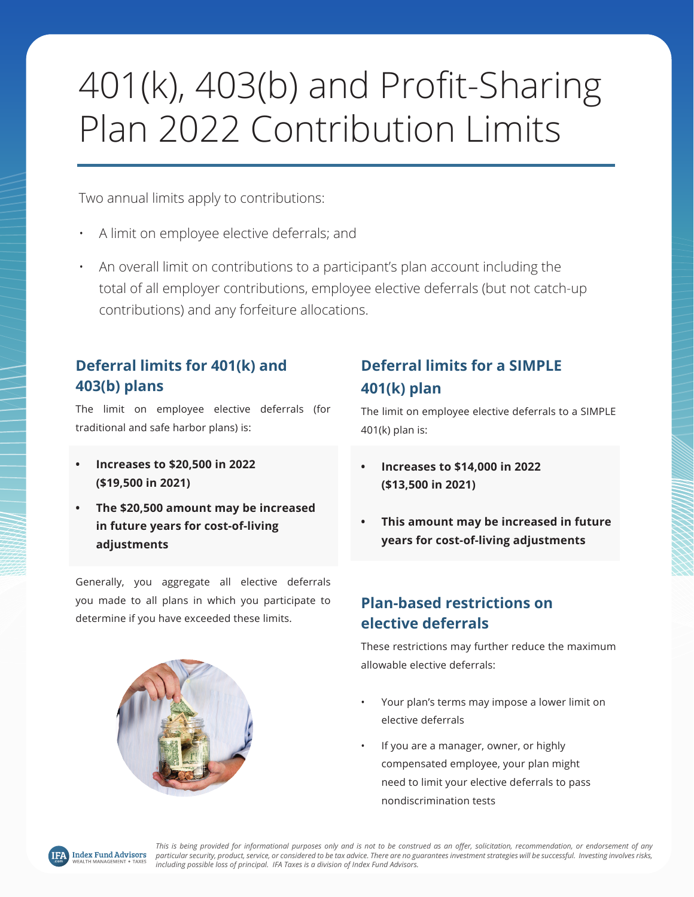# 401(k), 403(b) and Profit-Sharing Plan 2022 Contribution Limits

Two annual limits apply to contributions:

- A limit on employee elective deferrals; and
- An overall limit on contributions to a participant's plan account including the total of all employer contributions, employee elective deferrals (but not catch-up contributions) and any forfeiture allocations.

## Deferral limits for 401(k) and 403(b) plans

The limit on employee elective deferrals (for traditional and safe harbor plans) is:

- **Increases to $20,500 in 2022 ($19,500 in 2021)**
- **The $20,500 amount may be increased in future years for cost-of-living adjustments**

Generally, you aggregate all elective deferrals you made to all plans in which you participate to determine if you have exceeded these limits.

## Deferral limits for a SIMPLE 401(k) plan

The limit on employee elective deferrals to a SIMPLE 401(k) plan is:

- **Increases to $14,000 in 2022 ($13,500 in 2021)**
- **This amount may be increased in future years for cost-of-living adjustments**

## Plan-based restrictions on elective deferrals

These restrictions may further reduce the maximum allowable elective deferrals:

- Your plan's terms may impose a lower limit on elective deferrals
- If you are a manager, owner, or highly compensated employee, your plan might need to limit your elective deferrals to pass nondiscrimination tests

*This is being provided for informational purposes only and is not to be construed as an offer, solicitation, recommendation, or endorsement of any particular security, product, service, or considered to be tax advice. There are no guarantees investment strategies will be successful. Investing involves risks, including possible loss of principal. IFA Taxes is a division of Index Fund Advisors.*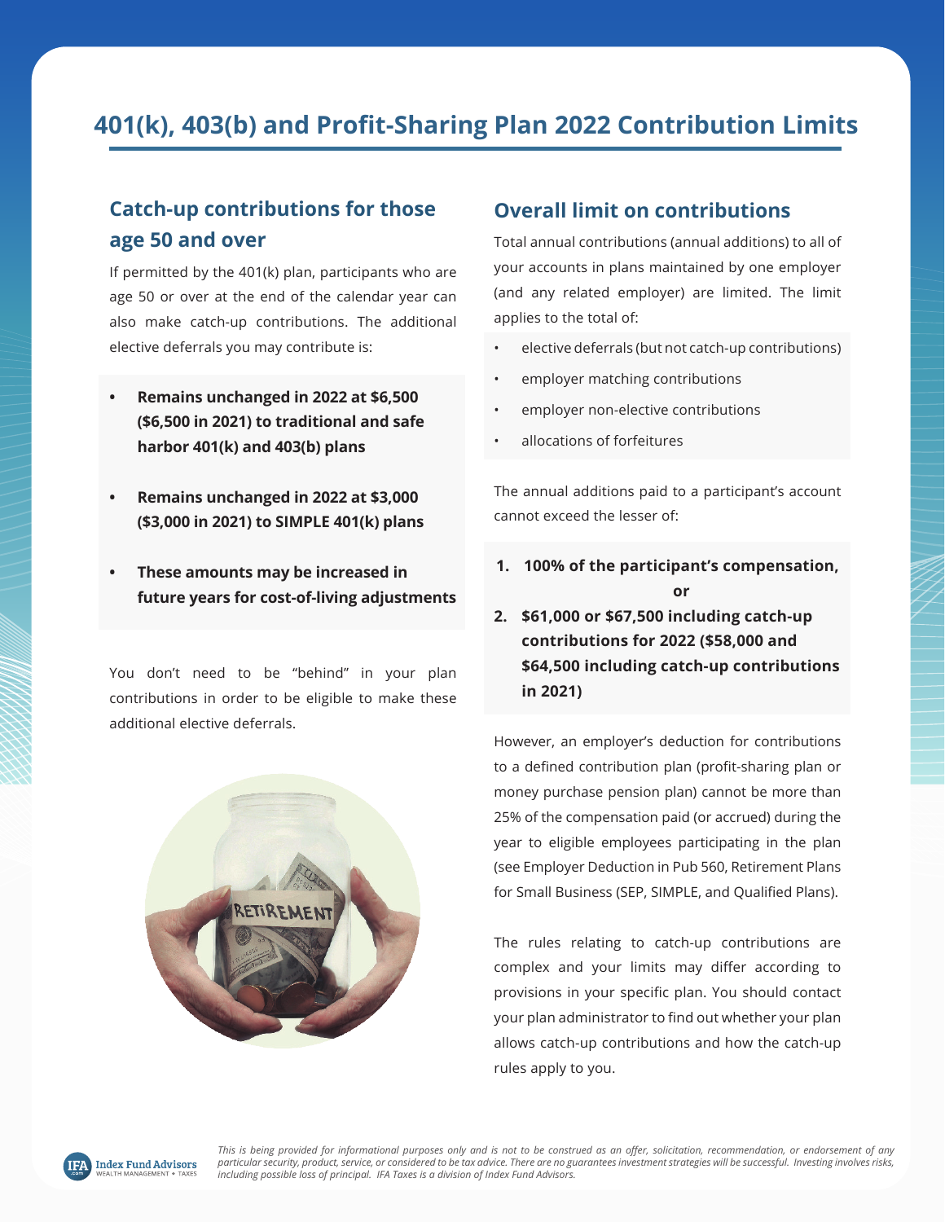# 401(k), 403(b) and Profit-Sharing Plan 2022 Contribution Limits

## Catch-up contributions for those age 50 and over

If permitted by the 401(k) plan, participants who are age 50 or over at the end of the calendar year can also make catch-up contributions. The additional elective deferrals you may contribute is:

- **Remains unchanged in 2022 at $6,500 ($6,500 in 2021) to traditional and safe harbor 401(k) and 403(b) plans**
- **Remains unchanged in 2022 at $3,000 ($3,000 in 2021) to SIMPLE 401(k) plans**
- **These amounts may be increased in future years for cost-of-living adjustments**

You don't need to be "behind" in your plan contributions in order to be eligible to make these additional elective deferrals.

## Overall limit on contributions

Total annual contributions (annual additions) to all of your accounts in plans maintained by one employer (and any related employer) are limited. The limit applies to the total of:

- elective deferrals (but not catch-up contributions)
- employer matching contributions
- employer non-elective contributions
- allocations of forfeitures

The annual additions paid to a participant's account cannot exceed the lesser of:

1. **100% of the participant's compensation,**

   **or**

2. **$61,000 or $67,500 including catch-up contributions for 2022 ($58,000 and $64,500 including catch-up contributions in 2021)**

However, an employer's deduction for contributions to a defined contribution plan (profit-sharing plan or money purchase pension plan) cannot be more than 25% of the compensation paid (or accrued) during the year to eligible employees participating in the plan (see Employer Deduction in Pub 560, Retirement Plans for Small Business (SEP, SIMPLE, and Qualified Plans).

The rules relating to catch-up contributions are complex and your limits may differ according to provisions in your specific plan. You should contact your plan administrator to find out whether your plan allows catch-up contributions and how the catch-up rules apply to you.

*This is being provided for informational purposes only and is not to be construed as an offer, solicitation, recommendation, or endorsement of any particular security, product, service, or considered to be tax advice. There are no guarantees investment strategies will be successful. Investing involves risks, including possible loss of principal. IFA Taxes is a division of Index Fund Advisors.*